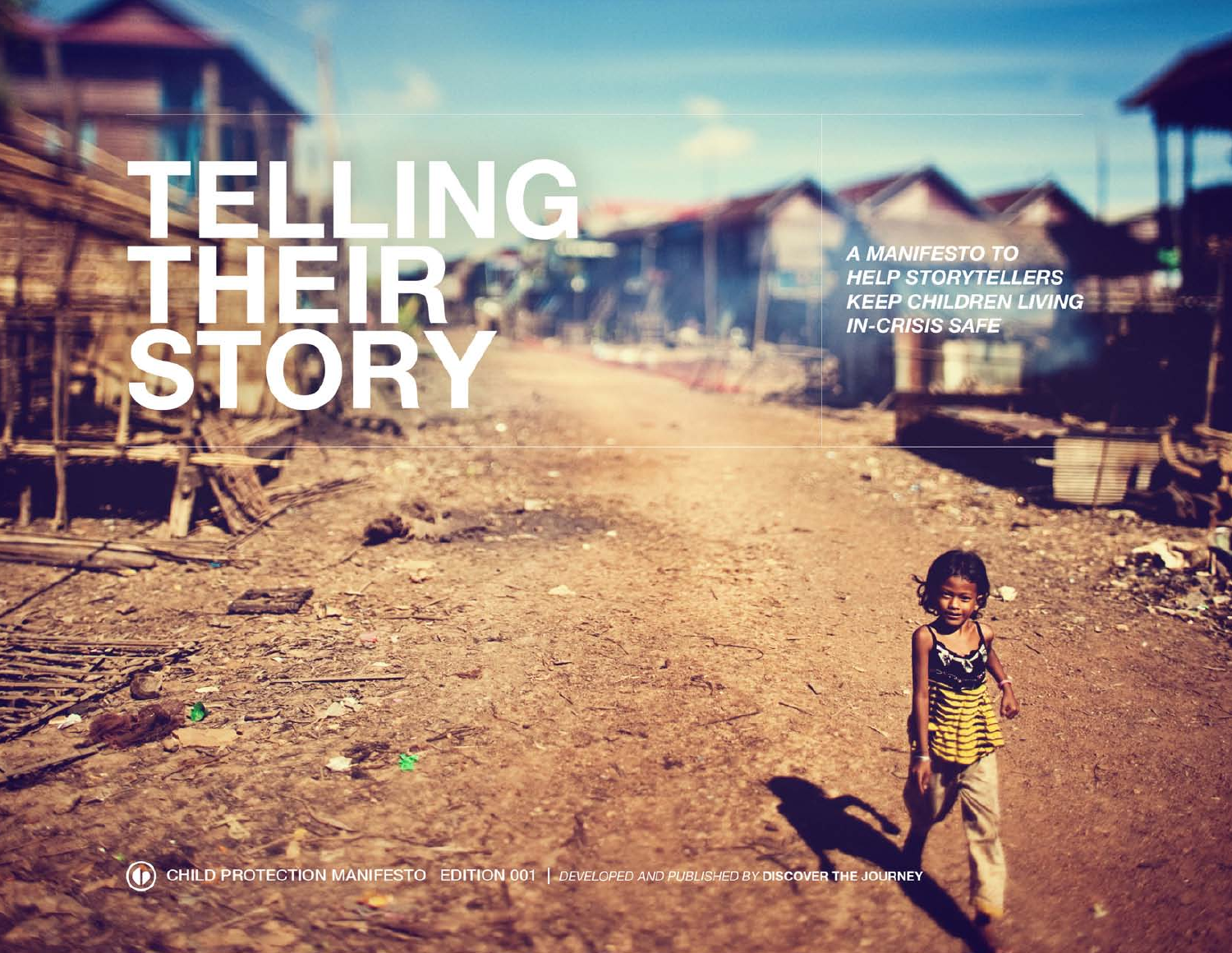# TELLING THEIR STORY

***A MANIFESTO TO HELP STORYTELLERS KEEP CHILDREN LIVING IN-CRISIS SAFE***

CHILD PROTECTION MANIFESTO EDITION 001 | *DEVELOPED AND PUBLISHED BY* **DISCOVER THE JOURNEY**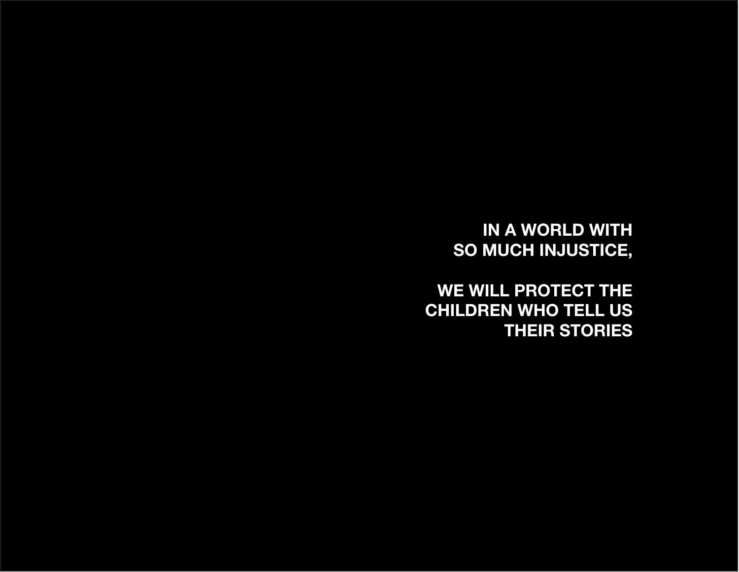**IN A WORLD WITH**
**SO MUCH INJUSTICE,**

**WE WILL PROTECT THE**
**CHILDREN WHO TELL US**
**THEIR STORIES**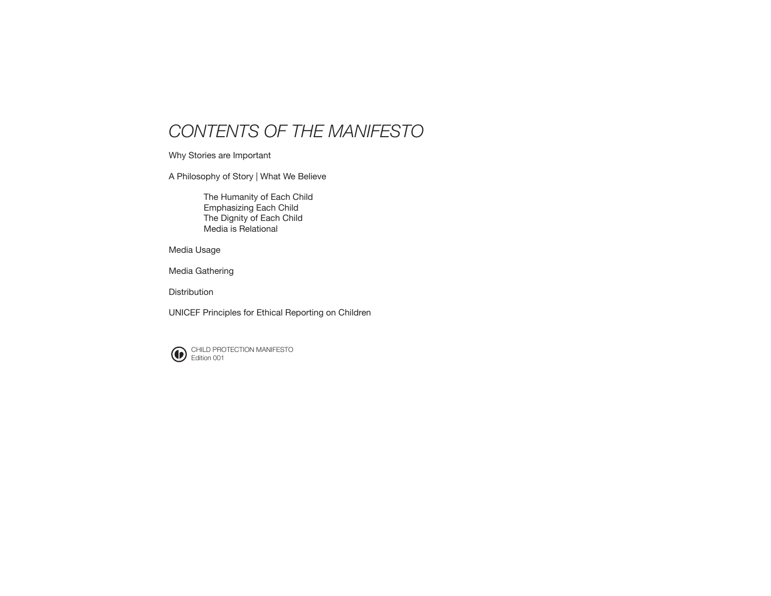# *CONTENTS OF THE MANIFESTO*

Why Stories are Important

A Philosophy of Story | What We Believe

- The Humanity of Each Child
- Emphasizing Each Child
- The Dignity of Each Child
- Media is Relational

Media Usage

Media Gathering

Distribution

UNICEF Principles for Ethical Reporting on Children

CHILD PROTECTION MANIFESTO
Edition 001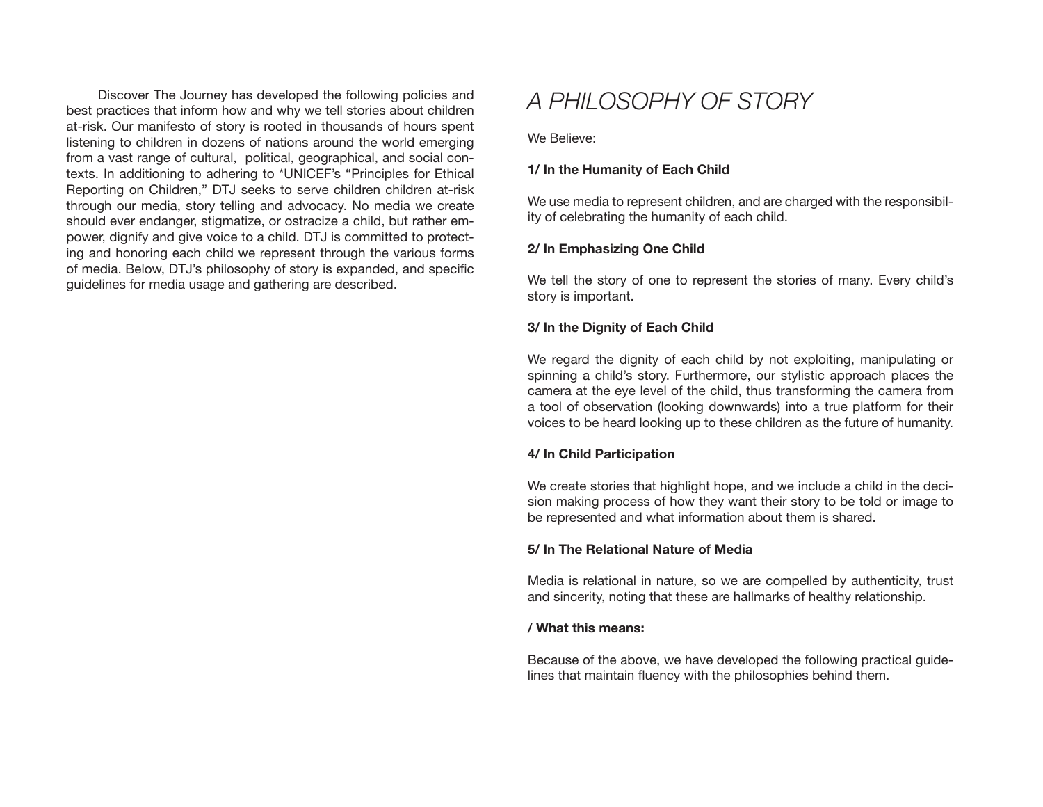Discover The Journey has developed the following policies and best practices that inform how and why we tell stories about children at-risk. Our manifesto of story is rooted in thousands of hours spent listening to children in dozens of nations around the world emerging from a vast range of cultural, political, geographical, and social contexts. In additioning to adhering to *UNICEF's "Principles for Ethical Reporting on Children," DTJ seeks to serve children children at-risk through our media, story telling and advocacy. No media we create should ever endanger, stigmatize, or ostracize a child, but rather empower, dignify and give voice to a child. DTJ is committed to protecting and honoring each child we represent through the various forms of media. Below, DTJ's philosophy of story is expanded, and specific guidelines for media usage and gathering are described.

# *A PHILOSOPHY OF STORY*

We Believe:

**1/ In the Humanity of Each Child**

We use media to represent children, and are charged with the responsibility of celebrating the humanity of each child.

**2/ In Emphasizing One Child**

We tell the story of one to represent the stories of many. Every child's story is important.

**3/ In the Dignity of Each Child**

We regard the dignity of each child by not exploiting, manipulating or spinning a child's story. Furthermore, our stylistic approach places the camera at the eye level of the child, thus transforming the camera from a tool of observation (looking downwards) into a true platform for their voices to be heard looking up to these children as the future of humanity.

**4/ In Child Participation**

We create stories that highlight hope, and we include a child in the decision making process of how they want their story to be told or image to be represented and what information about them is shared.

**5/ In The Relational Nature of Media**

Media is relational in nature, so we are compelled by authenticity, trust and sincerity, noting that these are hallmarks of healthy relationship.

**/ What this means:**

Because of the above, we have developed the following practical guidelines that maintain fluency with the philosophies behind them.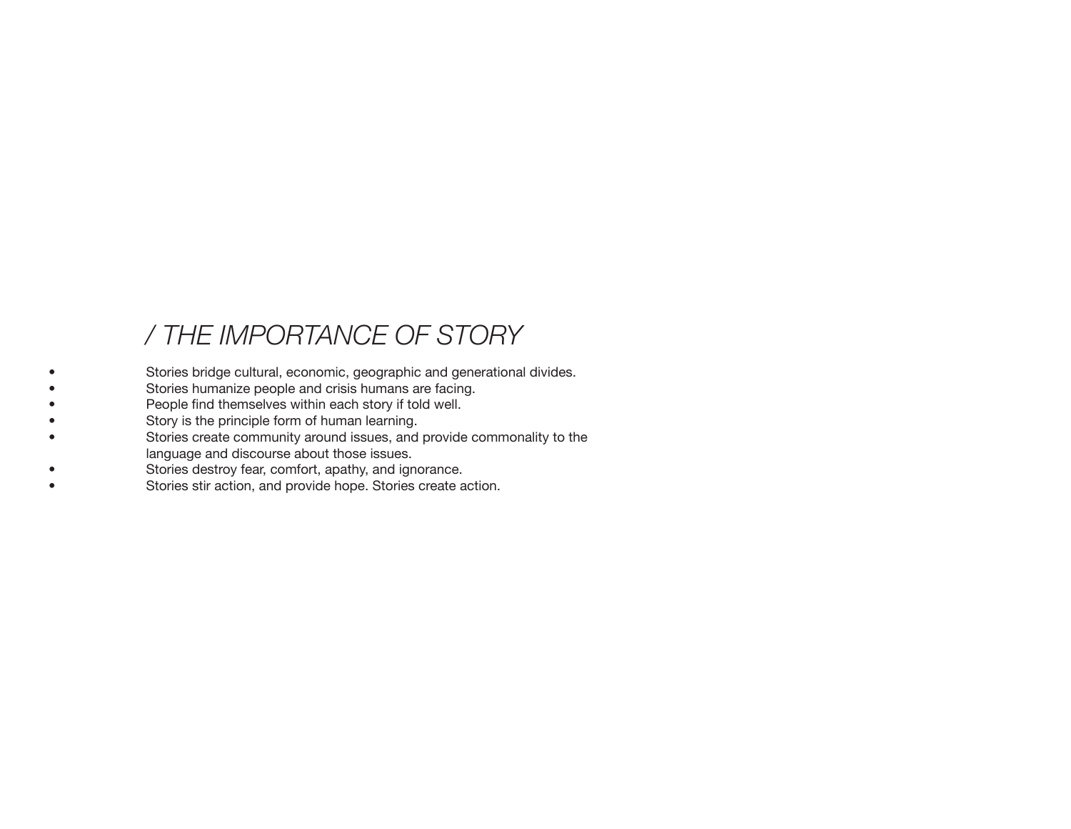## / THE IMPORTANCE OF STORY

- Stories bridge cultural, economic, geographic and generational divides.
- Stories humanize people and crisis humans are facing.
- People find themselves within each story if told well.
- Story is the principle form of human learning.
- Stories create community around issues, and provide commonality to the language and discourse about those issues.
- Stories destroy fear, comfort, apathy, and ignorance.
- Stories stir action, and provide hope. Stories create action.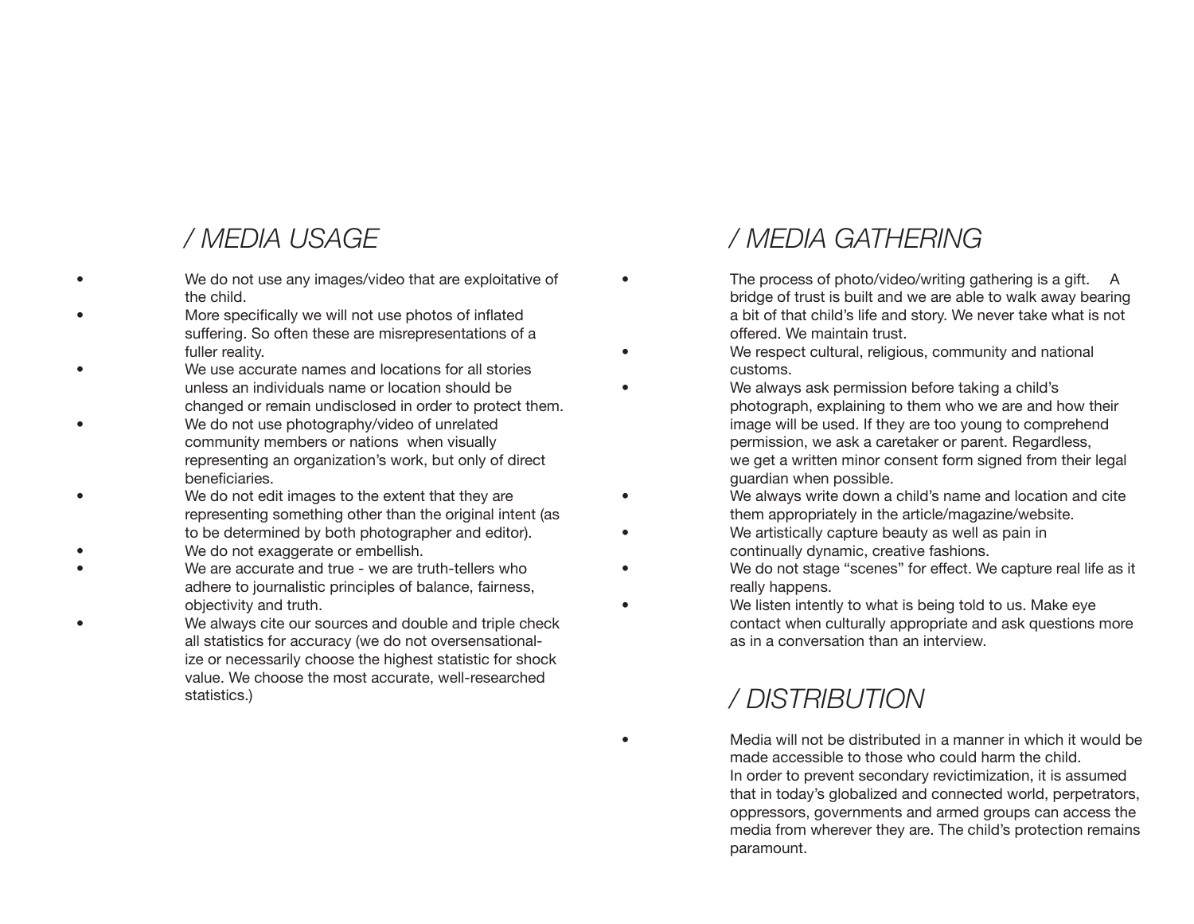## / MEDIA USAGE

- We do not use any images/video that are exploitative of the child.
- More specifically we will not use photos of inflated suffering. So often these are misrepresentations of a fuller reality.
- We use accurate names and locations for all stories unless an individuals name or location should be changed or remain undisclosed in order to protect them.
- We do not use photography/video of unrelated community members or nations when visually representing an organization's work, but only of direct beneficiaries.
- We do not edit images to the extent that they are representing something other than the original intent (as to be determined by both photographer and editor).
- We do not exaggerate or embellish.
- We are accurate and true - we are truth-tellers who adhere to journalistic principles of balance, fairness, objectivity and truth.
- We always cite our sources and double and triple check all statistics for accuracy (we do not oversensationalize or necessarily choose the highest statistic for shock value. We choose the most accurate, well-researched statistics.)

## / MEDIA GATHERING

- The process of photo/video/writing gathering is a gift. A bridge of trust is built and we are able to walk away bearing a bit of that child's life and story. We never take what is not offered. We maintain trust.
- We respect cultural, religious, community and national customs.
- We always ask permission before taking a child's photograph, explaining to them who we are and how their image will be used. If they are too young to comprehend permission, we ask a caretaker or parent. Regardless, we get a written minor consent form signed from their legal guardian when possible.
- We always write down a child's name and location and cite them appropriately in the article/magazine/website.
- We artistically capture beauty as well as pain in continually dynamic, creative fashions.
- We do not stage "scenes" for effect. We capture real life as it really happens.
- We listen intently to what is being told to us. Make eye contact when culturally appropriate and ask questions more as in a conversation than an interview.

## / DISTRIBUTION

- Media will not be distributed in a manner in which it would be made accessible to those who could harm the child. In order to prevent secondary revictimization, it is assumed that in today's globalized and connected world, perpetrators, oppressors, governments and armed groups can access the media from wherever they are. The child's protection remains paramount.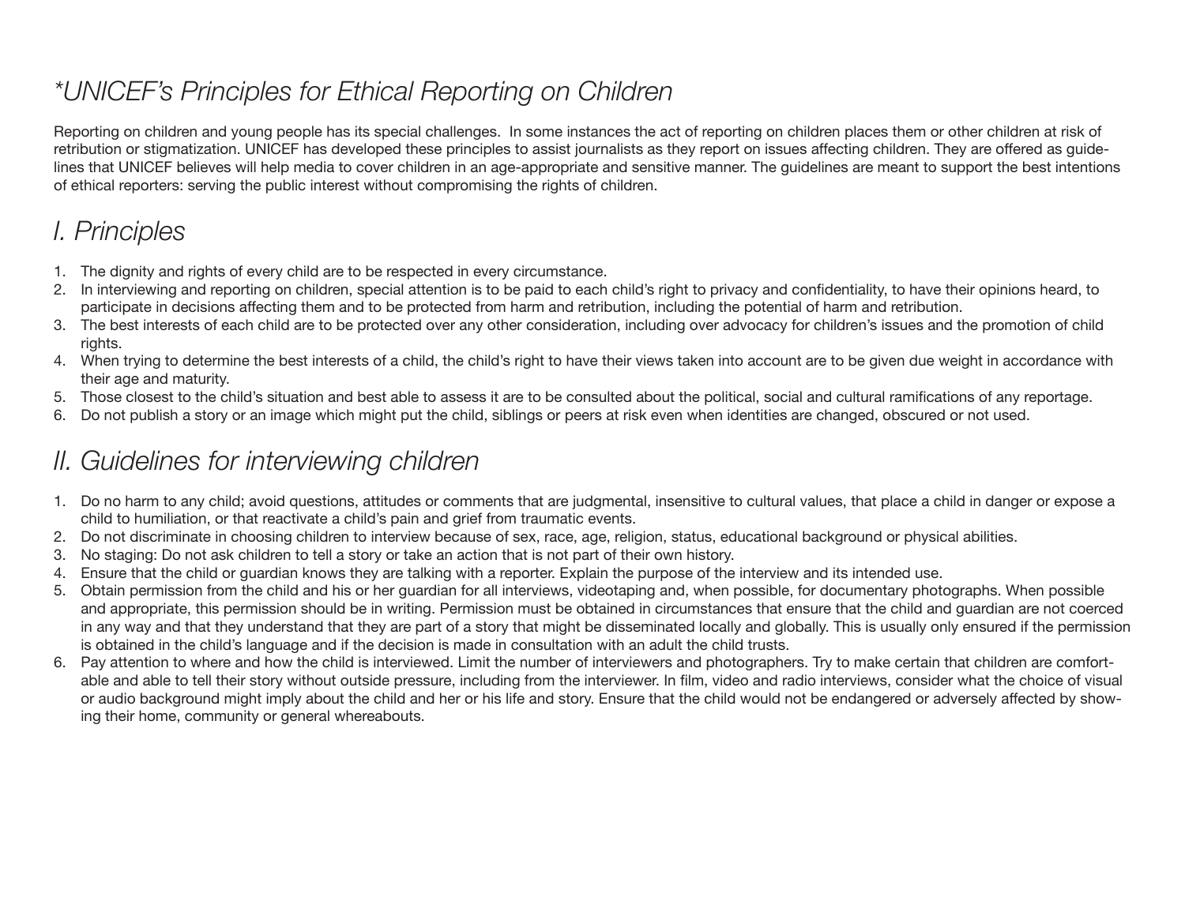# *\*UNICEF's Principles for Ethical Reporting on Children*

Reporting on children and young people has its special challenges. In some instances the act of reporting on children places them or other children at risk of retribution or stigmatization. UNICEF has developed these principles to assist journalists as they report on issues affecting children. They are offered as guidelines that UNICEF believes will help media to cover children in an age-appropriate and sensitive manner. The guidelines are meant to support the best intentions of ethical reporters: serving the public interest without compromising the rights of children.

## *I. Principles*

1. The dignity and rights of every child are to be respected in every circumstance.
2. In interviewing and reporting on children, special attention is to be paid to each child's right to privacy and confidentiality, to have their opinions heard, to participate in decisions affecting them and to be protected from harm and retribution, including the potential of harm and retribution.
3. The best interests of each child are to be protected over any other consideration, including over advocacy for children's issues and the promotion of child rights.
4. When trying to determine the best interests of a child, the child's right to have their views taken into account are to be given due weight in accordance with their age and maturity.
5. Those closest to the child's situation and best able to assess it are to be consulted about the political, social and cultural ramifications of any reportage.
6. Do not publish a story or an image which might put the child, siblings or peers at risk even when identities are changed, obscured or not used.

## *II. Guidelines for interviewing children*

1. Do no harm to any child; avoid questions, attitudes or comments that are judgmental, insensitive to cultural values, that place a child in danger or expose a child to humiliation, or that reactivate a child's pain and grief from traumatic events.
2. Do not discriminate in choosing children to interview because of sex, race, age, religion, status, educational background or physical abilities.
3. No staging: Do not ask children to tell a story or take an action that is not part of their own history.
4. Ensure that the child or guardian knows they are talking with a reporter. Explain the purpose of the interview and its intended use.
5. Obtain permission from the child and his or her guardian for all interviews, videotaping and, when possible, for documentary photographs. When possible and appropriate, this permission should be in writing. Permission must be obtained in circumstances that ensure that the child and guardian are not coerced in any way and that they understand that they are part of a story that might be disseminated locally and globally. This is usually only ensured if the permission is obtained in the child's language and if the decision is made in consultation with an adult the child trusts.
6. Pay attention to where and how the child is interviewed. Limit the number of interviewers and photographers. Try to make certain that children are comfortable and able to tell their story without outside pressure, including from the interviewer. In film, video and radio interviews, consider what the choice of visual or audio background might imply about the child and her or his life and story. Ensure that the child would not be endangered or adversely affected by showing their home, community or general whereabouts.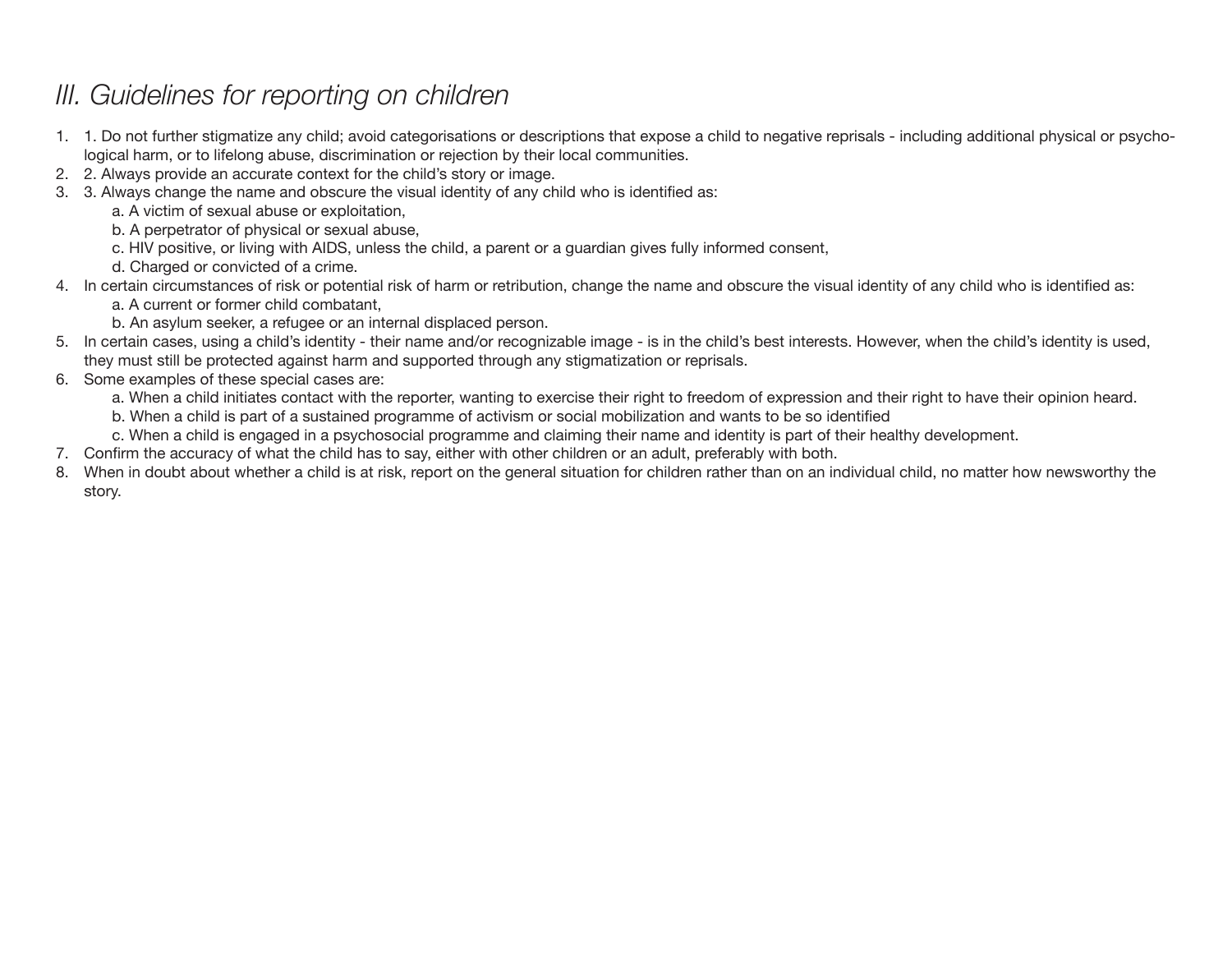# *III. Guidelines for reporting on children*

1. 1. Do not further stigmatize any child; avoid categorisations or descriptions that expose a child to negative reprisals - including additional physical or psychological harm, or to lifelong abuse, discrimination or rejection by their local communities.
2. 2. Always provide an accurate context for the child's story or image.
3. 3. Always change the name and obscure the visual identity of any child who is identified as:
    a. A victim of sexual abuse or exploitation,
    b. A perpetrator of physical or sexual abuse,
    c. HIV positive, or living with AIDS, unless the child, a parent or a guardian gives fully informed consent,
    d. Charged or convicted of a crime.
4. In certain circumstances of risk or potential risk of harm or retribution, change the name and obscure the visual identity of any child who is identified as:
    a. A current or former child combatant,
    b. An asylum seeker, a refugee or an internal displaced person.
5. In certain cases, using a child's identity - their name and/or recognizable image - is in the child's best interests. However, when the child's identity is used, they must still be protected against harm and supported through any stigmatization or reprisals.
6. Some examples of these special cases are:
    a. When a child initiates contact with the reporter, wanting to exercise their right to freedom of expression and their right to have their opinion heard.
    b. When a child is part of a sustained programme of activism or social mobilization and wants to be so identified
    c. When a child is engaged in a psychosocial programme and claiming their name and identity is part of their healthy development.
7. Confirm the accuracy of what the child has to say, either with other children or an adult, preferably with both.
8. When in doubt about whether a child is at risk, report on the general situation for children rather than on an individual child, no matter how newsworthy the story.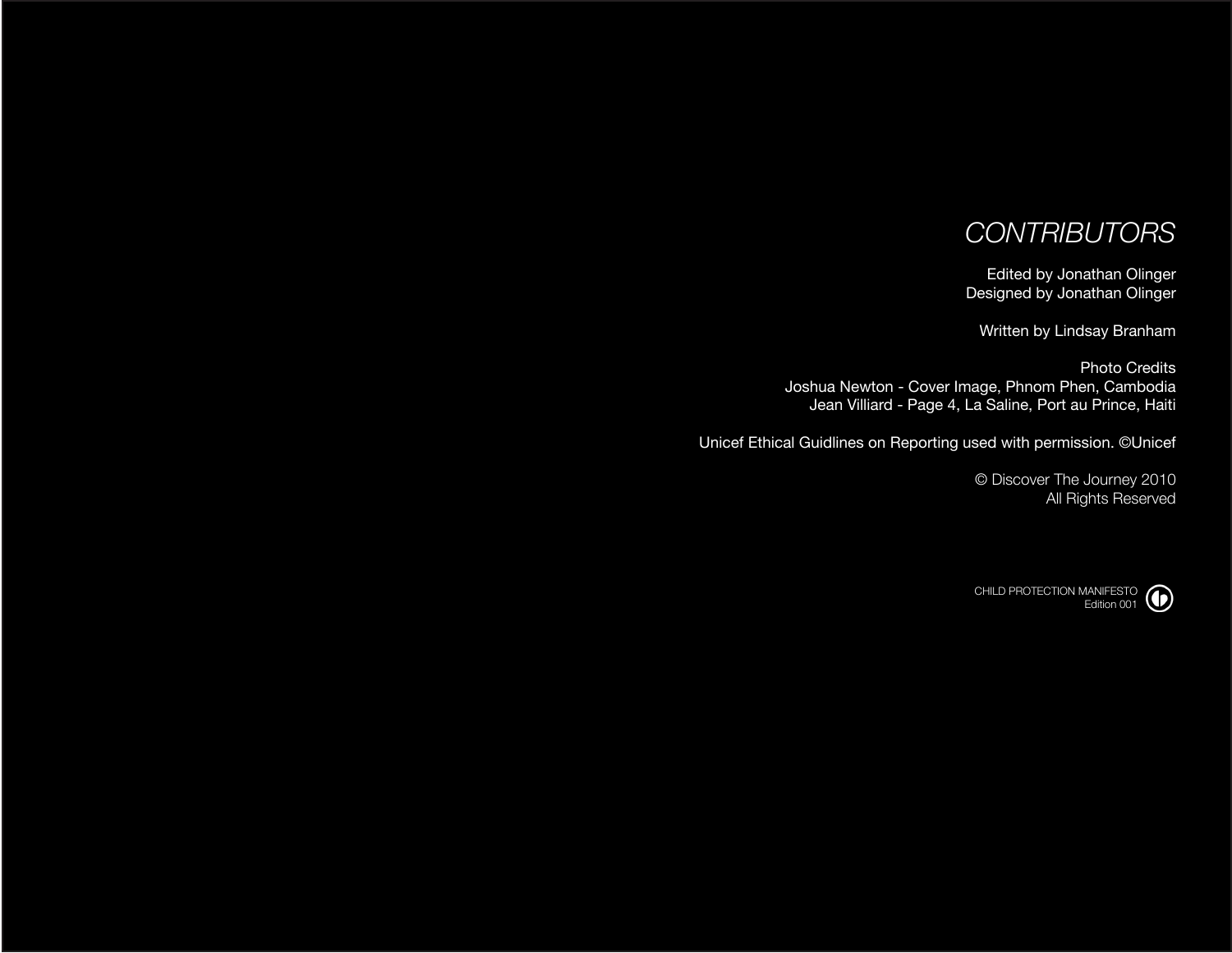# *CONTRIBUTORS*

Edited by Jonathan Olinger
Designed by Jonathan Olinger

Written by Lindsay Branham

Photo Credits
Joshua Newton - Cover Image, Phnom Phen, Cambodia
Jean Villiard - Page 4, La Saline, Port au Prince, Haiti

Unicef Ethical Guidlines on Reporting used with permission. ©Unicef

© Discover The Journey 2010
All Rights Reserved

CHILD PROTECTION MANIFESTO
Edition 001